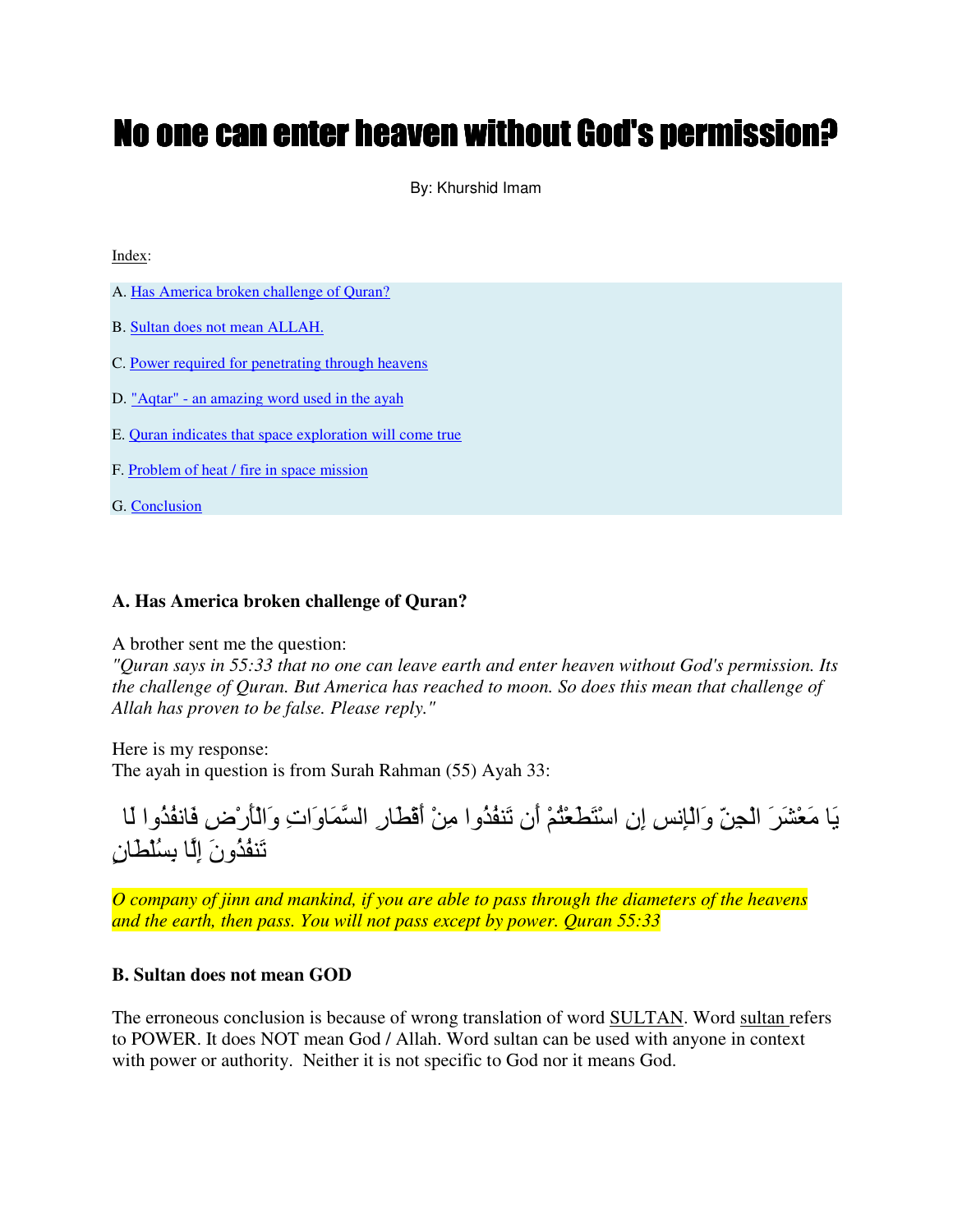# No one can enter heaven without God's permission?

By: Khurshid Imam

Index:

A. Has America broken challenge of Quran?

B. Sultan does not mean ALLAH.

C. Power required for penetrating through heavens

D. "Aqtar" - an amazing word used in the ayah

E. Quran indicates that space exploration will come true

F. Problem of heat / fire in space mission

G. Conclusion

### A. Has America broken challenge of Quran?

A brother sent me the question:
*"Quran says in 55:33 that no one can leave earth and enter heaven without God's permission. Its the challenge of Quran. But America has reached to moon. So does this mean that challenge of Allah has proven to be false. Please reply."*

Here is my response:
The ayah in question is from Surah Rahman (55) Ayah 33:

يَا مَعْشَرَ الْجِنِّ وَالْإِنسِ إِنِ اسْتَطَعْتُمْ أَن تَنفُذُوا مِنْ أَقْطَارِ السَّمَاوَاتِ وَالْأَرْضِ فَانفُذُوا لَا تَنفُذُونَ إِلَّا بِسُلْطَانٍ

*O company of jinn and mankind, if you are able to pass through the diameters of the heavens and the earth, then pass. You will not pass except by power. Quran 55:33*

### B. Sultan does not mean GOD

The erroneous conclusion is because of wrong translation of word SULTAN. Word sultan refers to POWER. It does NOT mean God / Allah. Word sultan can be used with anyone in context with power or authority. Neither it is not specific to God nor it means God.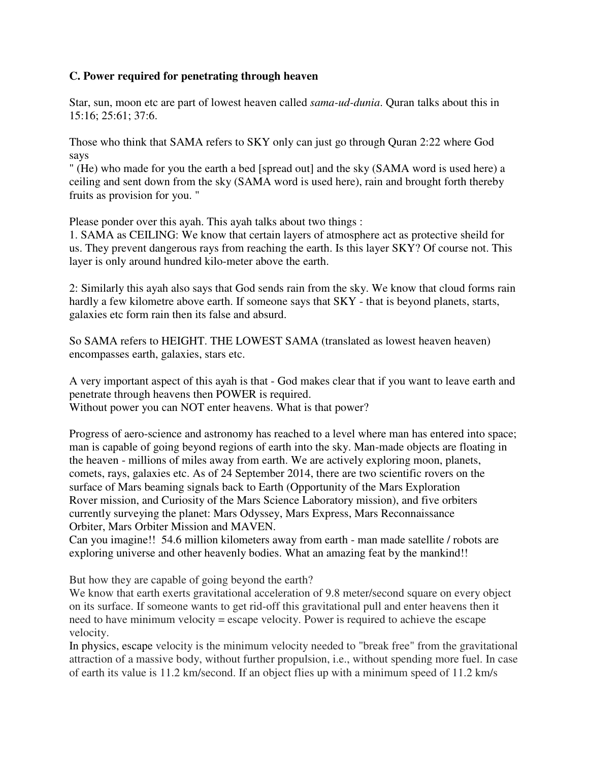**C. Power required for penetrating through heaven**

Star, sun, moon etc are part of lowest heaven called *sama-ud-dunia*. Quran talks about this in 15:16; 25:61; 37:6.

Those who think that SAMA refers to SKY only can just go through Quran 2:22 where God says

" (He) who made for you the earth a bed [spread out] and the sky (SAMA word is used here) a ceiling and sent down from the sky (SAMA word is used here), rain and brought forth thereby fruits as provision for you. "

Please ponder over this ayah. This ayah talks about two things :

1. SAMA as CEILING: We know that certain layers of atmosphere act as protective sheild for us. They prevent dangerous rays from reaching the earth. Is this layer SKY? Of course not. This layer is only around hundred kilo-meter above the earth.

2: Similarly this ayah also says that God sends rain from the sky. We know that cloud forms rain hardly a few kilometre above earth. If someone says that SKY - that is beyond planets, starts, galaxies etc form rain then its false and absurd.

So SAMA refers to HEIGHT. THE LOWEST SAMA (translated as lowest heaven heaven) encompasses earth, galaxies, stars etc.

A very important aspect of this ayah is that - God makes clear that if you want to leave earth and penetrate through heavens then POWER is required.
Without power you can NOT enter heavens. What is that power?

Progress of aero-science and astronomy has reached to a level where man has entered into space; man is capable of going beyond regions of earth into the sky. Man-made objects are floating in the heaven - millions of miles away from earth. We are actively exploring moon, planets, comets, rays, galaxies etc. As of 24 September 2014, there are two scientific rovers on the surface of Mars beaming signals back to Earth (Opportunity of the Mars Exploration Rover mission, and Curiosity of the Mars Science Laboratory mission), and five orbiters currently surveying the planet: Mars Odyssey, Mars Express, Mars Reconnaissance Orbiter, Mars Orbiter Mission and MAVEN.
Can you imagine!! 54.6 million kilometers away from earth - man made satellite / robots are exploring universe and other heavenly bodies. What an amazing feat by the mankind!!

But how they are capable of going beyond the earth?
We know that earth exerts gravitational acceleration of 9.8 meter/second square on every object on its surface. If someone wants to get rid-off this gravitational pull and enter heavens then it need to have minimum velocity = escape velocity. Power is required to achieve the escape velocity.
In physics, escape velocity is the minimum velocity needed to "break free" from the gravitational attraction of a massive body, without further propulsion, i.e., without spending more fuel. In case of earth its value is 11.2 km/second. If an object flies up with a minimum speed of 11.2 km/s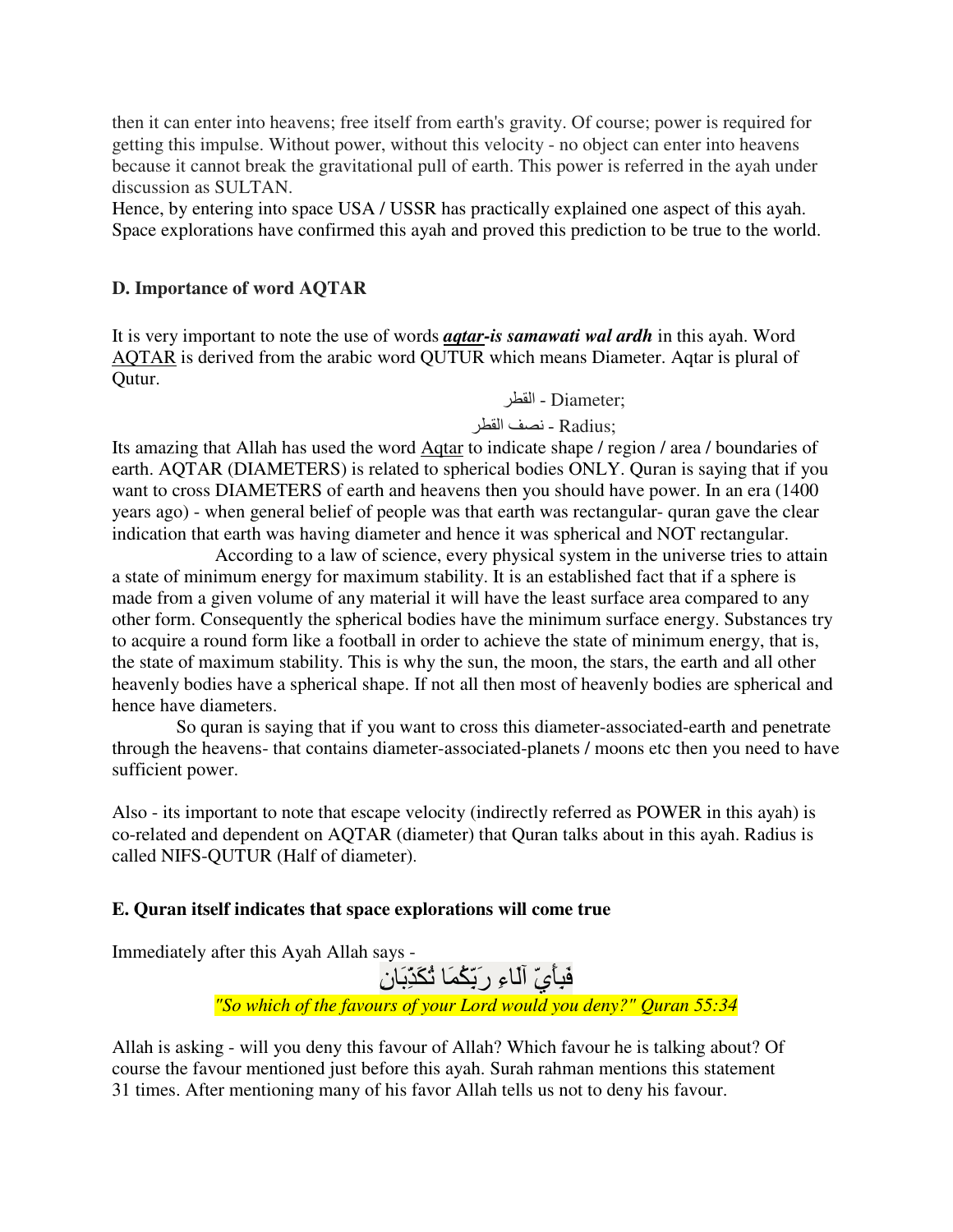then it can enter into heavens; free itself from earth's gravity. Of course; power is required for getting this impulse. Without power, without this velocity - no object can enter into heavens because it cannot break the gravitational pull of earth. This power is referred in the ayah under discussion as SULTAN.
Hence, by entering into space USA / USSR has practically explained one aspect of this ayah. Space explorations have confirmed this ayah and proved this prediction to be true to the world.

**D. Importance of word AQTAR**

It is very important to note the use of words ***aqtar-is samawati wal ardh*** in this ayah. Word AQTAR is derived from the arabic word QUTUR which means Diameter. Aqtar is plural of Qutur.

القطر - Diameter;

نصف القطر - Radius;

Its amazing that Allah has used the word Aqtar to indicate shape / region / area / boundaries of earth. AQTAR (DIAMETERS) is related to spherical bodies ONLY. Quran is saying that if you want to cross DIAMETERS of earth and heavens then you should have power. In an era (1400 years ago) - when general belief of people was that earth was rectangular- quran gave the clear indication that earth was having diameter and hence it was spherical and NOT rectangular.

According to a law of science, every physical system in the universe tries to attain a state of minimum energy for maximum stability. It is an established fact that if a sphere is made from a given volume of any material it will have the least surface area compared to any other form. Consequently the spherical bodies have the minimum surface energy. Substances try to acquire a round form like a football in order to achieve the state of minimum energy, that is, the state of maximum stability. This is why the sun, the moon, the stars, the earth and all other heavenly bodies have a spherical shape. If not all then most of heavenly bodies are spherical and hence have diameters.

So quran is saying that if you want to cross this diameter-associated-earth and penetrate through the heavens- that contains diameter-associated-planets / moons etc then you need to have sufficient power.

Also - its important to note that escape velocity (indirectly referred as POWER in this ayah) is co-related and dependent on AQTAR (diameter) that Quran talks about in this ayah. Radius is called NIFS-QUTUR (Half of diameter).

**E. Quran itself indicates that space explorations will come true**

Immediately after this Ayah Allah says -

فَبِأَيِّ آلَاءِ رَبِّكُمَا تُكَذِّبَانِ

*"So which of the favours of your Lord would you deny?" Quran 55:34*

Allah is asking - will you deny this favour of Allah? Which favour he is talking about? Of course the favour mentioned just before this ayah. Surah rahman mentions this statement 31 times. After mentioning many of his favor Allah tells us not to deny his favour.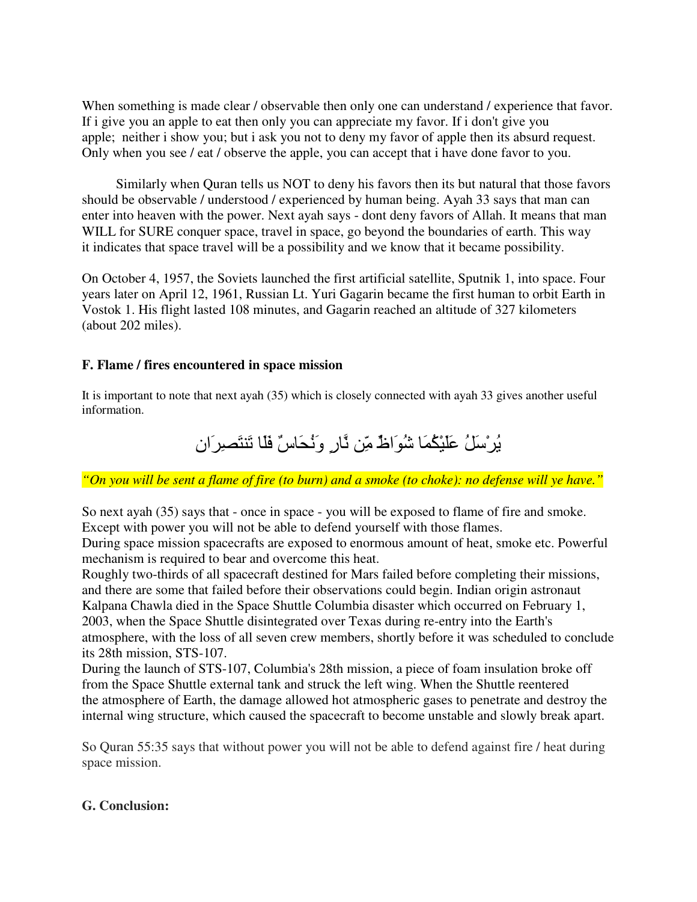When something is made clear / observable then only one can understand / experience that favor. If i give you an apple to eat then only you can appreciate my favor. If i don't give you apple; neither i show you; but i ask you not to deny my favor of apple then its absurd request. Only when you see / eat / observe the apple, you can accept that i have done favor to you.

Similarly when Quran tells us NOT to deny his favors then its but natural that those favors should be observable / understood / experienced by human being. Ayah 33 says that man can enter into heaven with the power. Next ayah says - dont deny favors of Allah. It means that man WILL for SURE conquer space, travel in space, go beyond the boundaries of earth. This way it indicates that space travel will be a possibility and we know that it became possibility.

On October 4, 1957, the Soviets launched the first artificial satellite, Sputnik 1, into space. Four years later on April 12, 1961, Russian Lt. Yuri Gagarin became the first human to orbit Earth in Vostok 1. His flight lasted 108 minutes, and Gagarin reached an altitude of 327 kilometers (about 202 miles).

**F. Flame / fires encountered in space mission**

It is important to note that next ayah (35) which is closely connected with ayah 33 gives another useful information.

يُرْسَلُ عَلَيْكُمَا شُوَاظٌ مِّن نَّارٍ وَنُحَاسٌ فَلَا تَنتَصِرَانِ

*"On you will be sent a flame of fire (to burn) and a smoke (to choke): no defense will ye have."*

So next ayah (35) says that - once in space - you will be exposed to flame of fire and smoke. Except with power you will not be able to defend yourself with those flames.
During space mission spacecrafts are exposed to enormous amount of heat, smoke etc. Powerful mechanism is required to bear and overcome this heat.
Roughly two-thirds of all spacecraft destined for Mars failed before completing their missions, and there are some that failed before their observations could begin. Indian origin astronaut Kalpana Chawla died in the Space Shuttle Columbia disaster which occurred on February 1, 2003, when the Space Shuttle disintegrated over Texas during re-entry into the Earth's atmosphere, with the loss of all seven crew members, shortly before it was scheduled to conclude its 28th mission, STS-107.
During the launch of STS-107, Columbia's 28th mission, a piece of foam insulation broke off from the Space Shuttle external tank and struck the left wing. When the Shuttle reentered the atmosphere of Earth, the damage allowed hot atmospheric gases to penetrate and destroy the internal wing structure, which caused the spacecraft to become unstable and slowly break apart.

So Quran 55:35 says that without power you will not be able to defend against fire / heat during space mission.

**G. Conclusion:**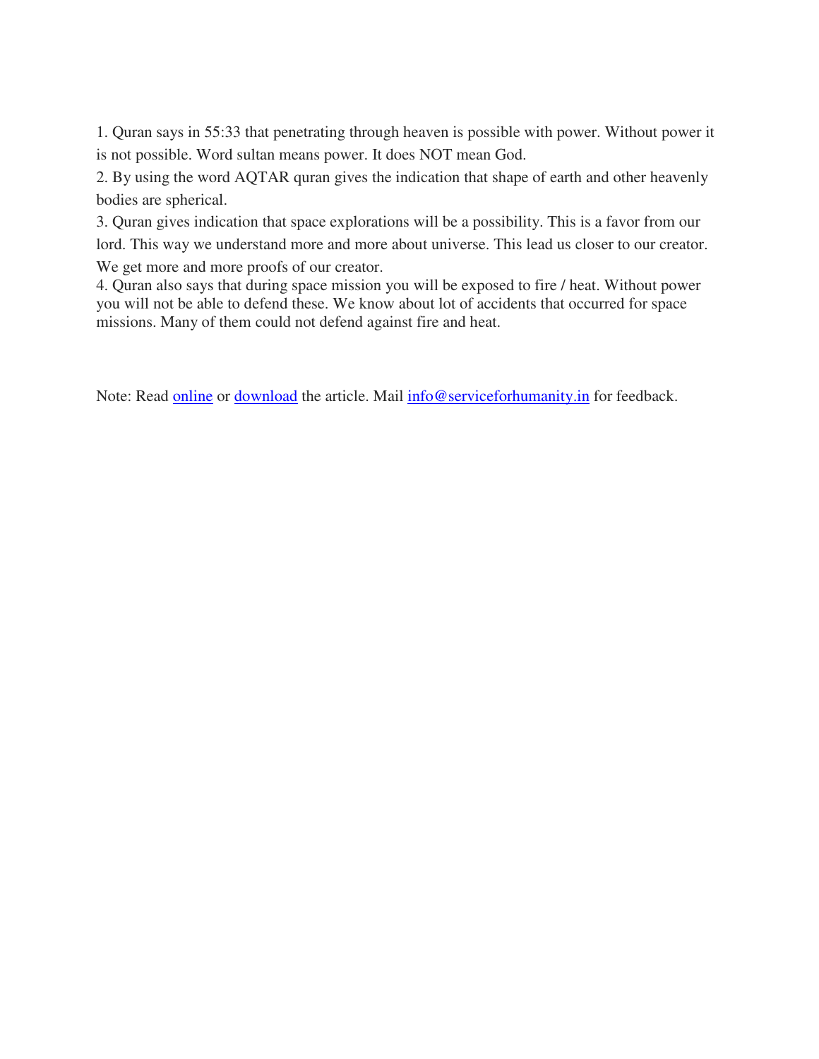1. Quran says in 55:33 that penetrating through heaven is possible with power. Without power it is not possible. Word sultan means power. It does NOT mean God.
2. By using the word AQTAR quran gives the indication that shape of earth and other heavenly bodies are spherical.
3. Quran gives indication that space explorations will be a possibility. This is a favor from our lord. This way we understand more and more about universe. This lead us closer to our creator. We get more and more proofs of our creator.
4. Quran also says that during space mission you will be exposed to fire / heat. Without power you will not be able to defend these. We know about lot of accidents that occurred for space missions. Many of them could not defend against fire and heat.

Note: Read online or download the article. Mail info@serviceforhumanity.in for feedback.